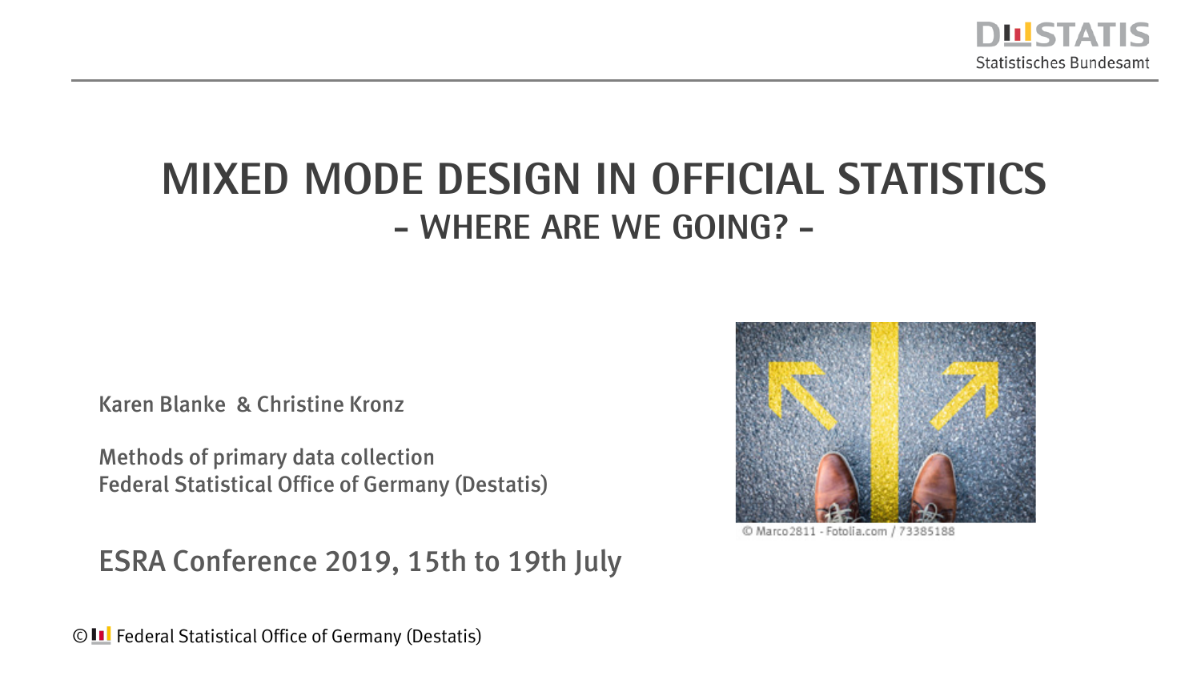# MIXED MODE DESIGN IN OFFICIAL STATISTICS

## - WHERE ARE WE GOING? -

Karen Blanke & Christine Kronz

Methods of primary data collection
Federal Statistical Office of Germany (Destatis)

ESRA Conference 2019, 15th to 19th July

© Marco2811 - Fotolia.com / 73385188

© Federal Statistical Office of Germany (Destatis)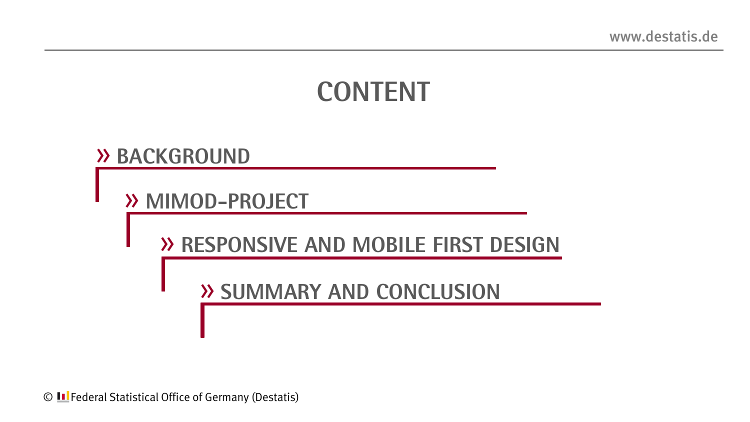# CONTENT

- » BACKGROUND
- » MIMOD-PROJECT
- » RESPONSIVE AND MOBILE FIRST DESIGN
- » SUMMARY AND CONCLUSION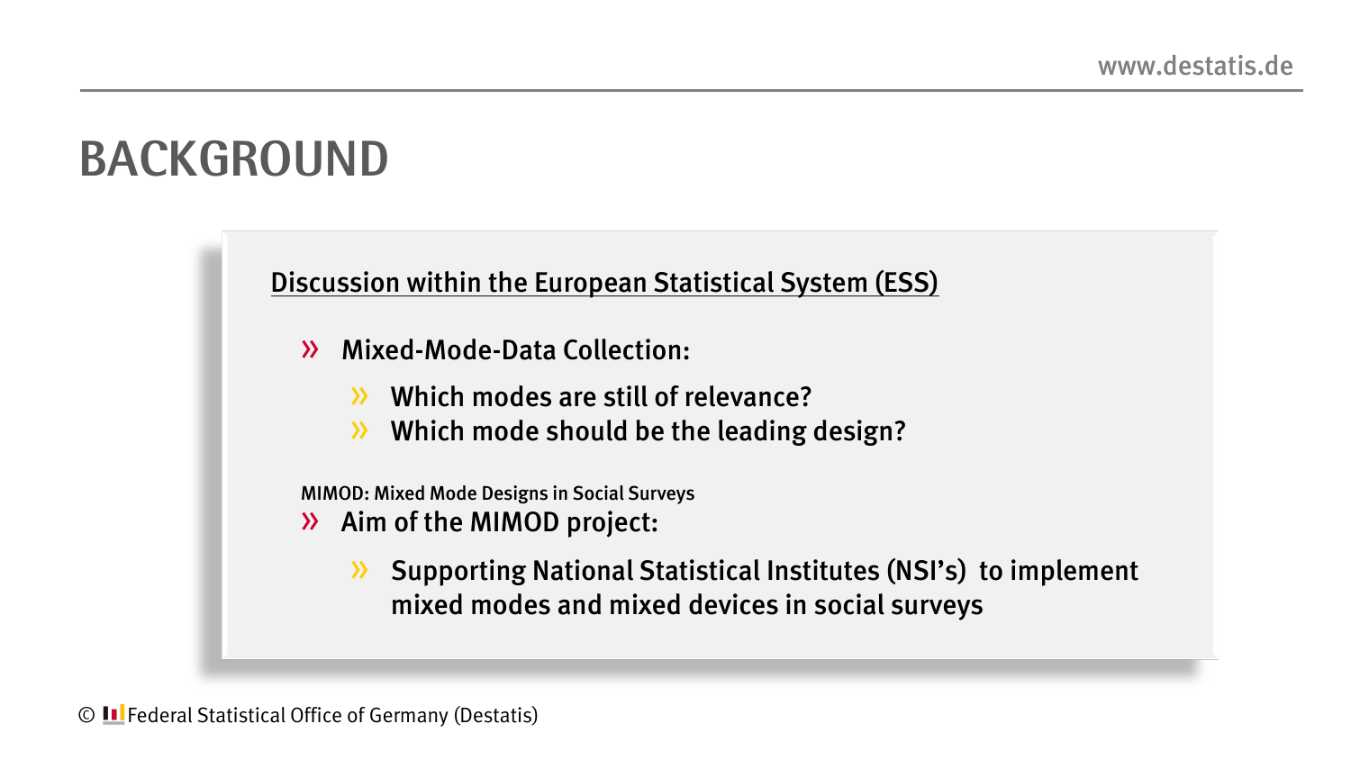# BACKGROUND

Discussion within the European Statistical System (ESS)

- Mixed-Mode-Data Collection:
  - Which modes are still of relevance?
  - Which mode should be the leading design?

MIMOD: Mixed Mode Designs in Social Surveys

- Aim of the MIMOD project:
  - Supporting National Statistical Institutes (NSI's) to implement mixed modes and mixed devices in social surveys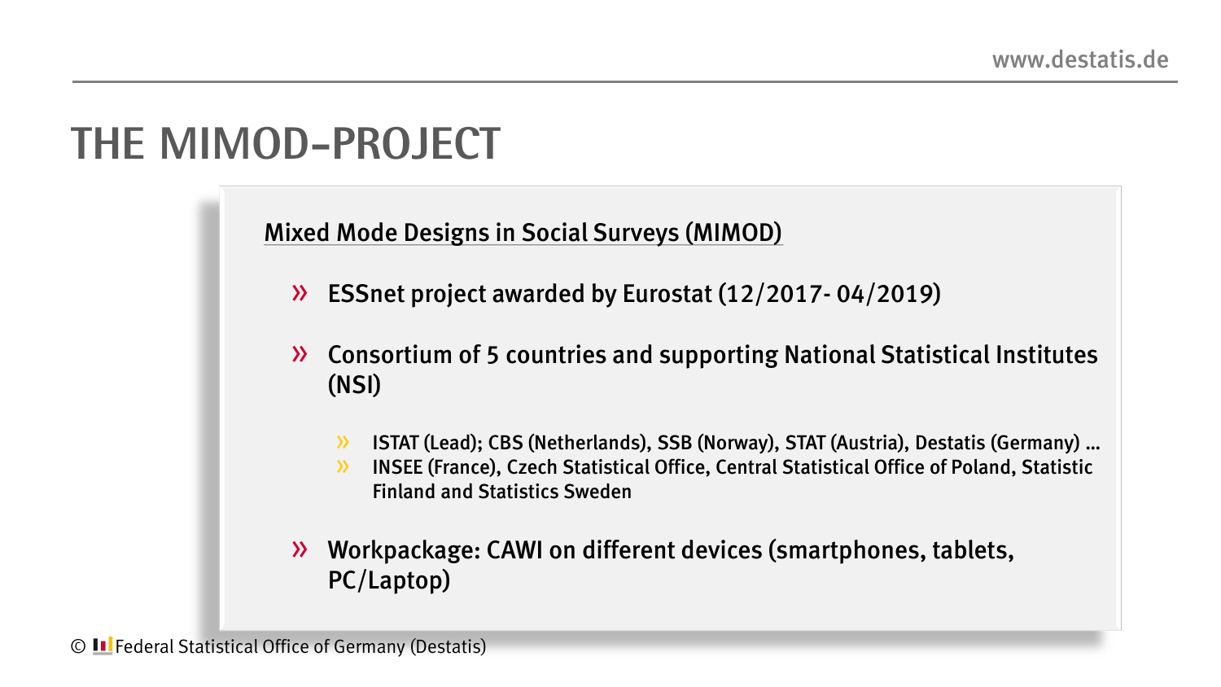# THE MIMOD-PROJECT

Mixed Mode Designs in Social Surveys (MIMOD)

- ESSnet project awarded by Eurostat (12/2017- 04/2019)
- Consortium of 5 countries and supporting National Statistical Institutes (NSI)
  - ISTAT (Lead); CBS (Netherlands), SSB (Norway), STAT (Austria), Destatis (Germany) ...
  - INSEE (France), Czech Statistical Office, Central Statistical Office of Poland, Statistic Finland and Statistics Sweden
- Workpackage: CAWI on different devices (smartphones, tablets, PC/Laptop)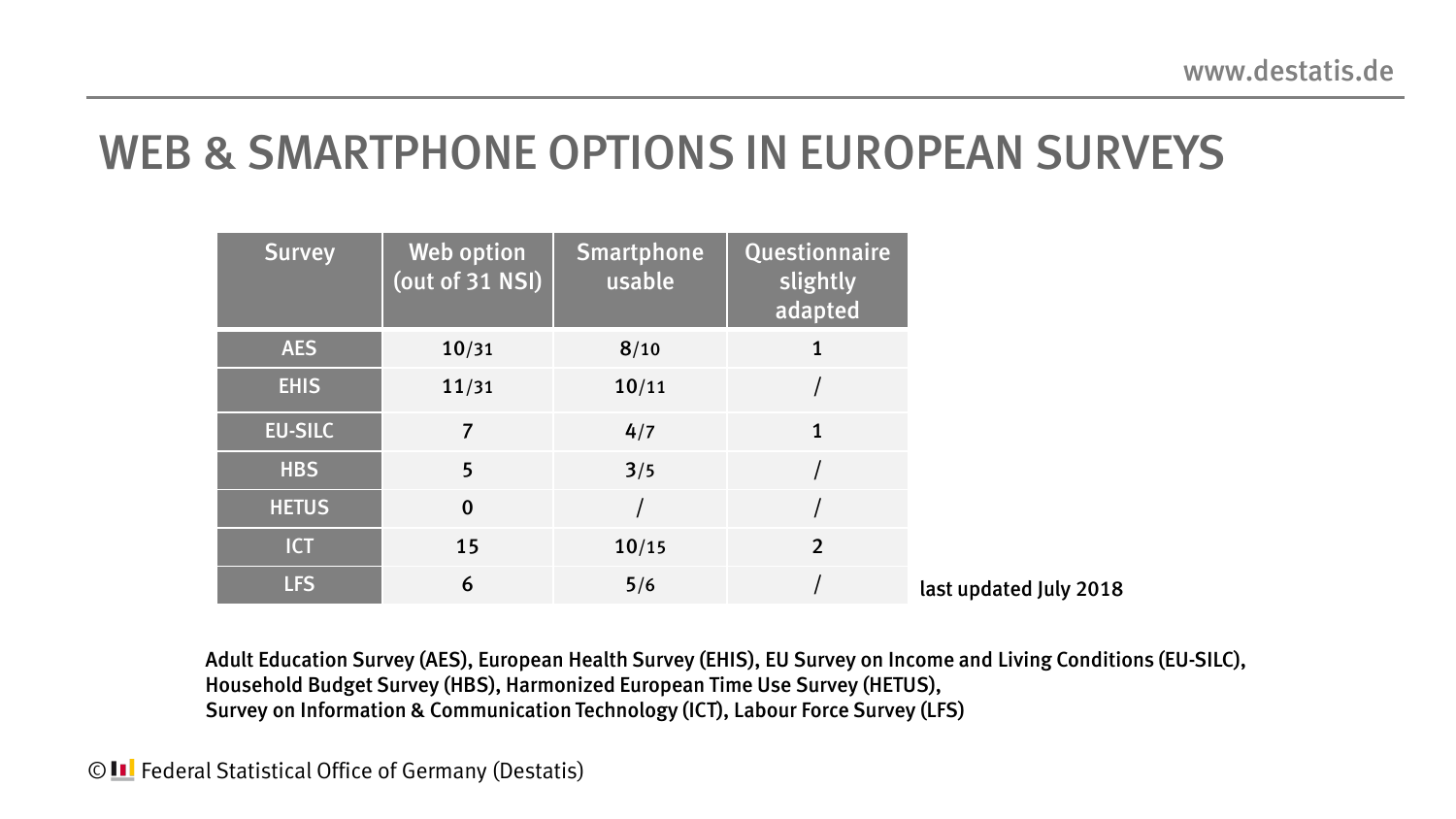# WEB & SMARTPHONE OPTIONS IN EUROPEAN SURVEYS

| Survey | Web option (out of 31 NSI) | Smartphone usable | Questionnaire slightly adapted |
|---|---|---|---|
| AES | 10/31 | 8/10 | 1 |
| EHIS | 11/31 | 10/11 | / |
| EU-SILC | 7 | 4/7 | 1 |
| HBS | 5 | 3/5 | / |
| HETUS | 0 | / | / |
| ICT | 15 | 10/15 | 2 |
| LFS | 6 | 5/6 | / |

last updated July 2018

Adult Education Survey (AES), European Health Survey (EHIS), EU Survey on Income and Living Conditions (EU-SILC), Household Budget Survey (HBS), Harmonized European Time Use Survey (HETUS), Survey on Information & Communication Technology (ICT), Labour Force Survey (LFS)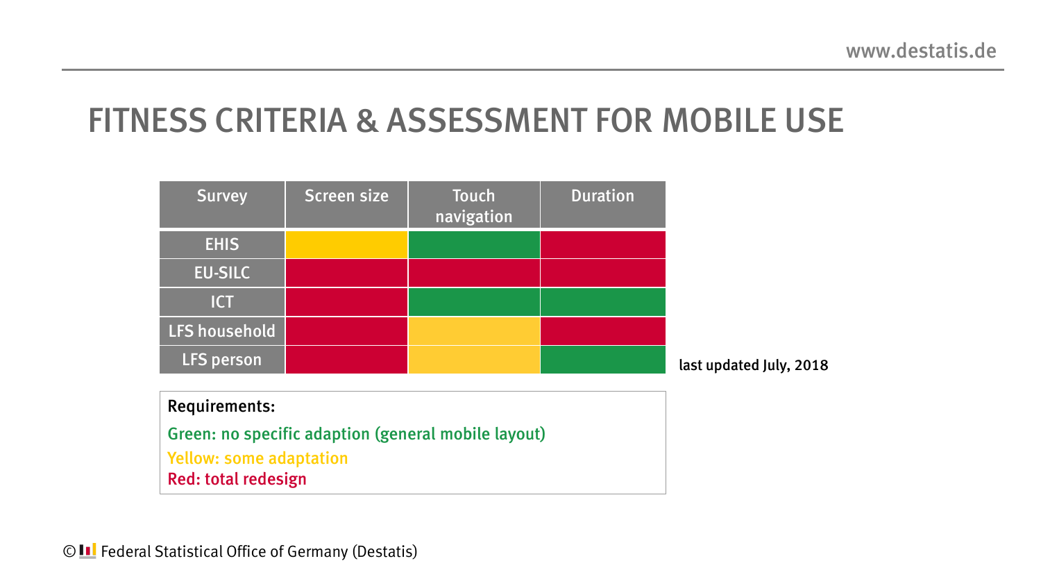# FITNESS CRITERIA & ASSESSMENT FOR MOBILE USE

| Survey | Screen size | Touch navigation | Duration |
|---|---|---|---|
| EHIS | Yellow | Green | Red |
| EU-SILC | Red | Red | Red |
| ICT | Red | Green | Green |
| LFS household | Red | Yellow | Red |
| LFS person | Red | Yellow | Green |

last updated July, 2018

**Requirements:**

Green: no specific adaption (general mobile layout)

Yellow: some adaptation

Red: total redesign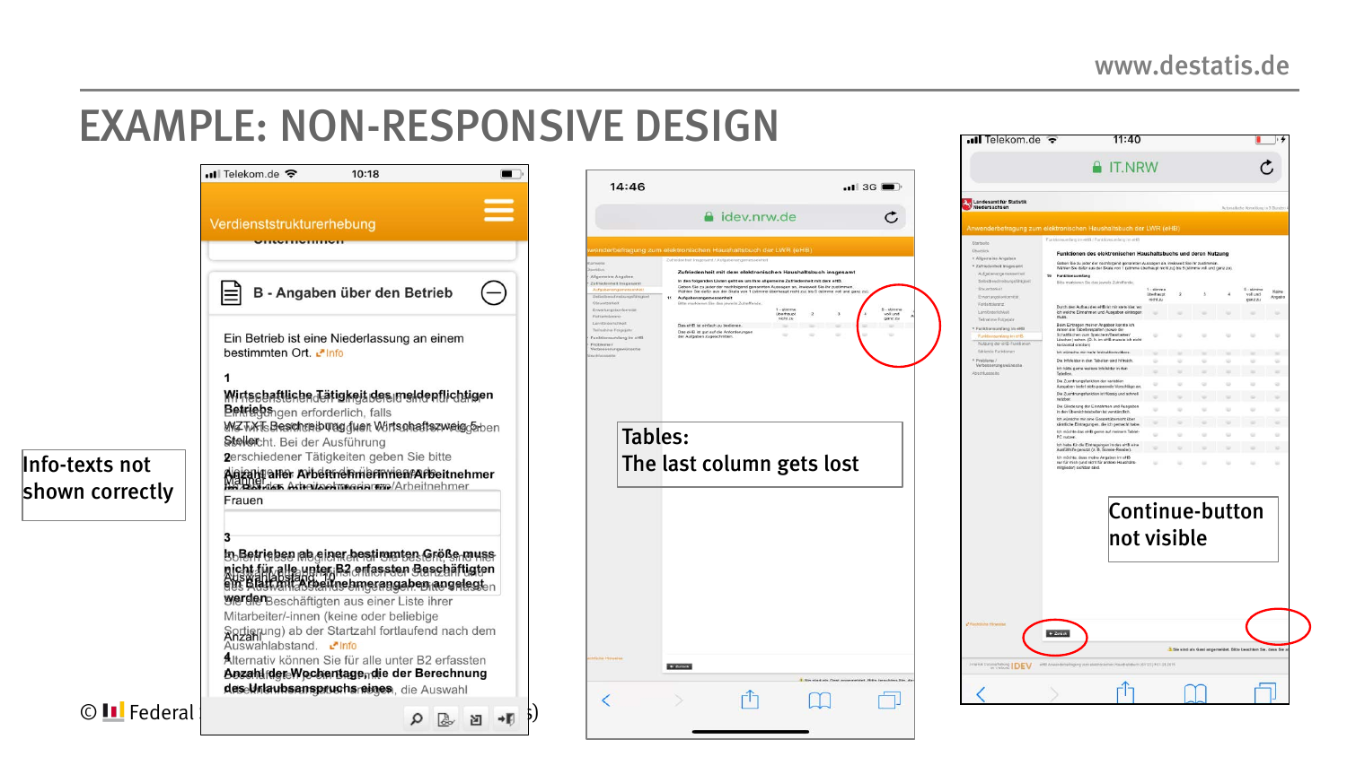# EXAMPLE: NON-RESPONSIVE DESIGN

Info-texts not shown correctly

Tables:
The last column gets lost

Continue-button not visible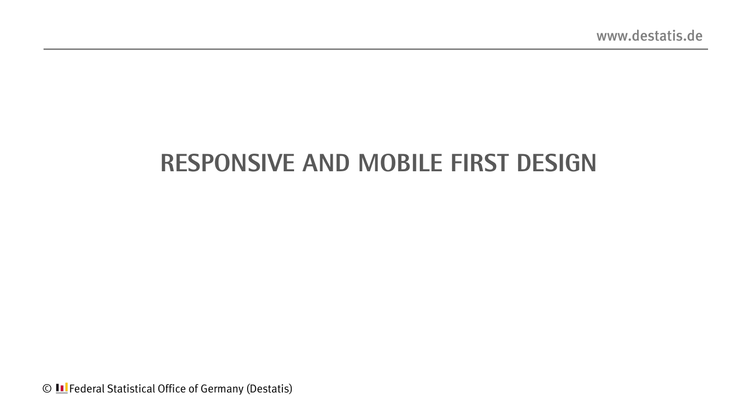# RESPONSIVE AND MOBILE FIRST DESIGN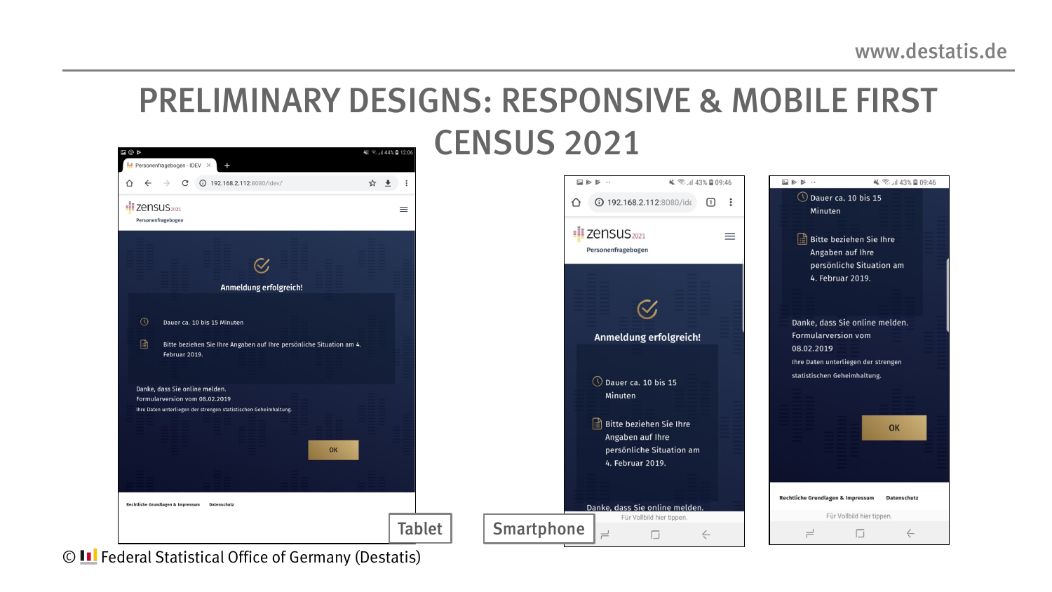# PRELIMINARY DESIGNS: RESPONSIVE & MOBILE FIRST CENSUS 2021

**Tablet**

zensus 2021
Personenfragebogen

Anmeldung erfolgreich!

Dauer ca. 10 bis 15 Minuten

Bitte beziehen Sie Ihre Angaben auf Ihre persönliche Situation am 4. Februar 2019.

Danke, dass Sie online melden.
Formularversion vom 08.02.2019
Ihre Daten unterliegen der strengen statistischen Geheimhaltung.

OK

Rechtliche Grundlagen & Impressum | Datenschutz

**Smartphone**

zensus 2021
Personenfragebogen

Anmeldung erfolgreich!

Dauer ca. 10 bis 15 Minuten

Bitte beziehen Sie Ihre Angaben auf Ihre persönliche Situation am 4. Februar 2019.

Danke, dass Sie online melden.
Formularversion vom 08.02.2019
Ihre Daten unterliegen der strengen statistischen Geheimhaltung.

OK

Rechtliche Grundlagen & Impressum | Datenschutz

Für Vollbild hier tippen.

© Federal Statistical Office of Germany (Destatis)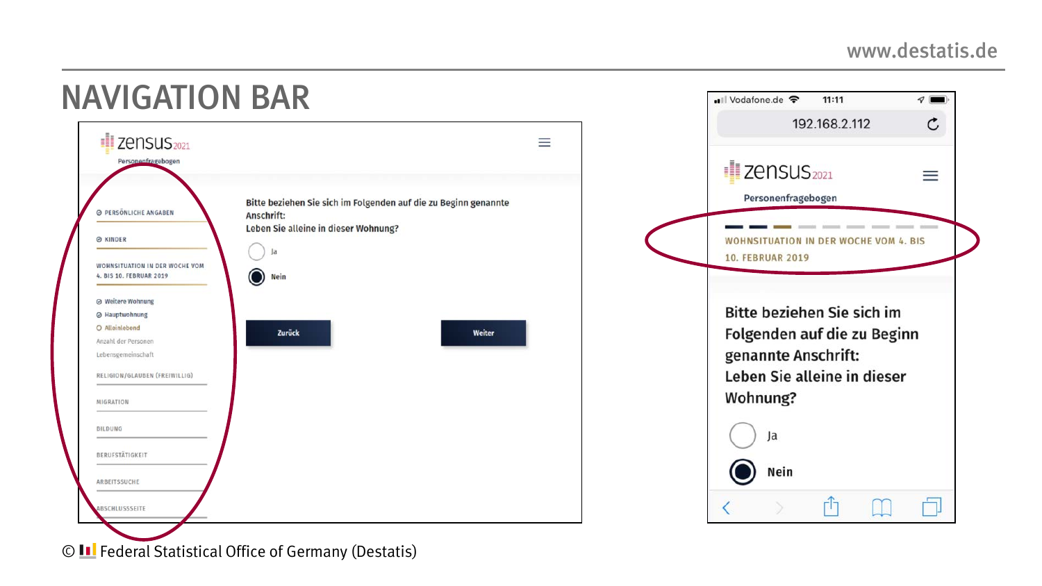# NAVIGATION BAR

zensus 2021

Personenfragebogen

- PERSÖNLICHE ANGABEN
- KINDER
- WOHNSITUATION IN DER WOCHE VOM 4. BIS 10. FEBRUAR 2019
  - Weitere Wohnung
  - Hauptwohnung
  - Alleinlebend
  - Anzahl der Personen
  - Lebensgemeinschaft
- RELIGION/GLAUBEN (FREIWILLIG)
- MIGRATION
- BILDUNG
- BERUFSTÄTIGKEIT
- ARBEITSSUCHE
- ABSCHLUSSSEITE

Bitte beziehen Sie sich im Folgenden auf die zu Beginn genannte Anschrift:
Leben Sie alleine in dieser Wohnung?

- Ja
- Nein

Zurück | Weiter

Vodafone.de 11:11

192.168.2.112

zensus 2021

Personenfragebogen

WOHNSITUATION IN DER WOCHE VOM 4. BIS 10. FEBRUAR 2019

Bitte beziehen Sie sich im Folgenden auf die zu Beginn genannte Anschrift:
Leben Sie alleine in dieser Wohnung?

- Ja
- Nein

© Federal Statistical Office of Germany (Destatis)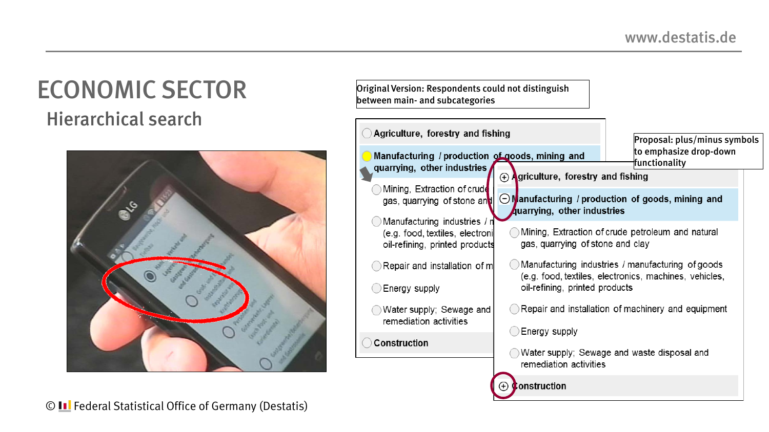# ECONOMIC SECTOR

## Hierarchical search

Original Version: Respondents could not distinguish between main- and subcategories

- Agriculture, forestry and fishing
- Manufacturing / production of goods, mining and quarrying, other industries
  - Mining, Extraction of crude petroleum and natural gas, quarrying of stone and clay
  - Manufacturing industries / manufacturing of goods (e.g. food, textiles, electronics, machines, vehicles, oil-refining, printed products
  - Repair and installation of machinery and equipment
  - Energy supply
  - Water supply; Sewage and waste disposal and remediation activities
- Construction

Proposal: plus/minus symbols to emphasize drop-down functionality

- ⊕ Agriculture, forestry and fishing
- ⊖ Manufacturing / production of goods, mining and quarrying, other industries
  - Mining, Extraction of crude petroleum and natural gas, quarrying of stone and clay
  - Manufacturing industries / manufacturing of goods (e.g. food, textiles, electronics, machines, vehicles, oil-refining, printed products
  - Repair and installation of machinery and equipment
  - Energy supply
  - Water supply; Sewage and waste disposal and remediation activities
- ⊕ Construction

© Federal Statistical Office of Germany (Destatis)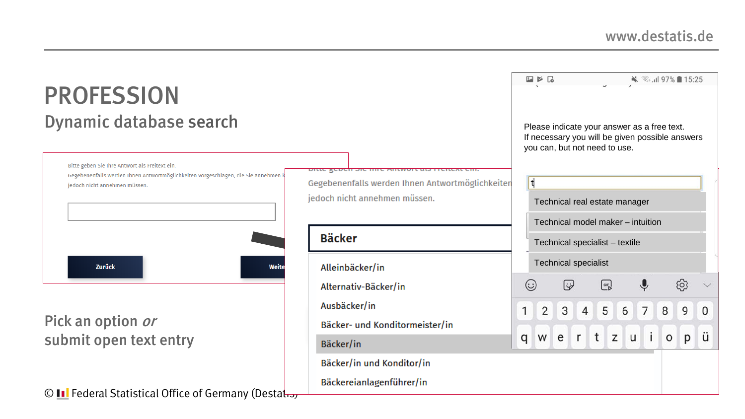# PROFESSION

## Dynamic database search

Bitte geben Sie Ihre Antwort als Freitext ein.
Gegebenenfalls werden Ihnen Antwortmöglichkeiten vorgeschlagen, die Sie annehmen können, jedoch nicht annehmen müssen.

Zurück

Weiter

Bäcker

- Alleinbäcker/in
- Alternativ-Bäcker/in
- Ausbäcker/in
- Bäcker- und Konditormeister/in
- Bäcker/in
- Bäcker/in und Konditor/in
- Bäckereianlagenführer/in

Please indicate your answer as a free text.
If necessary you will be given possible answers you can, but not need to use.

t

- Technical real estate manager
- Technical model maker – intuition
- Technical specialist – textile
- Technical specialist

Pick an option *or* submit open text entry

© Federal Statistical Office of Germany (Destatis)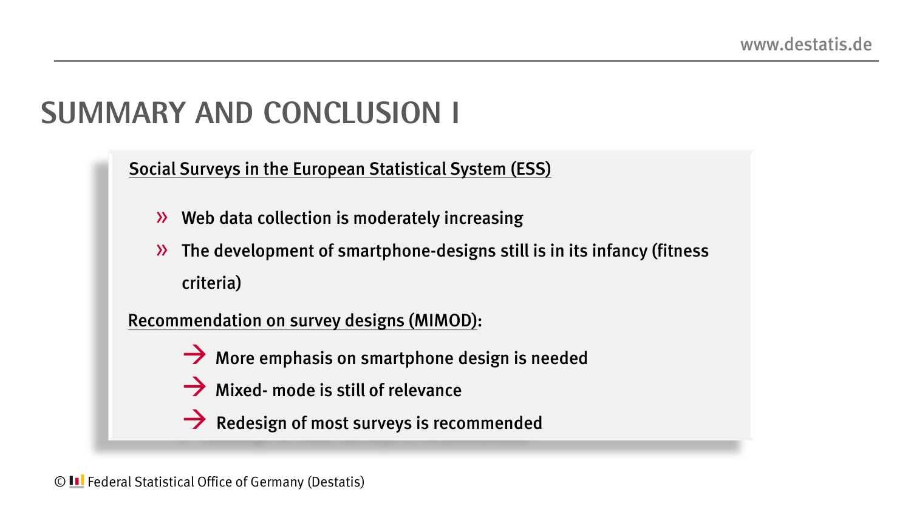# SUMMARY AND CONCLUSION I

Social Surveys in the European Statistical System (ESS)

- Web data collection is moderately increasing
- The development of smartphone-designs still is in its infancy (fitness criteria)

Recommendation on survey designs (MIMOD):

- → More emphasis on smartphone design is needed
- → Mixed- mode is still of relevance
- → Redesign of most surveys is recommended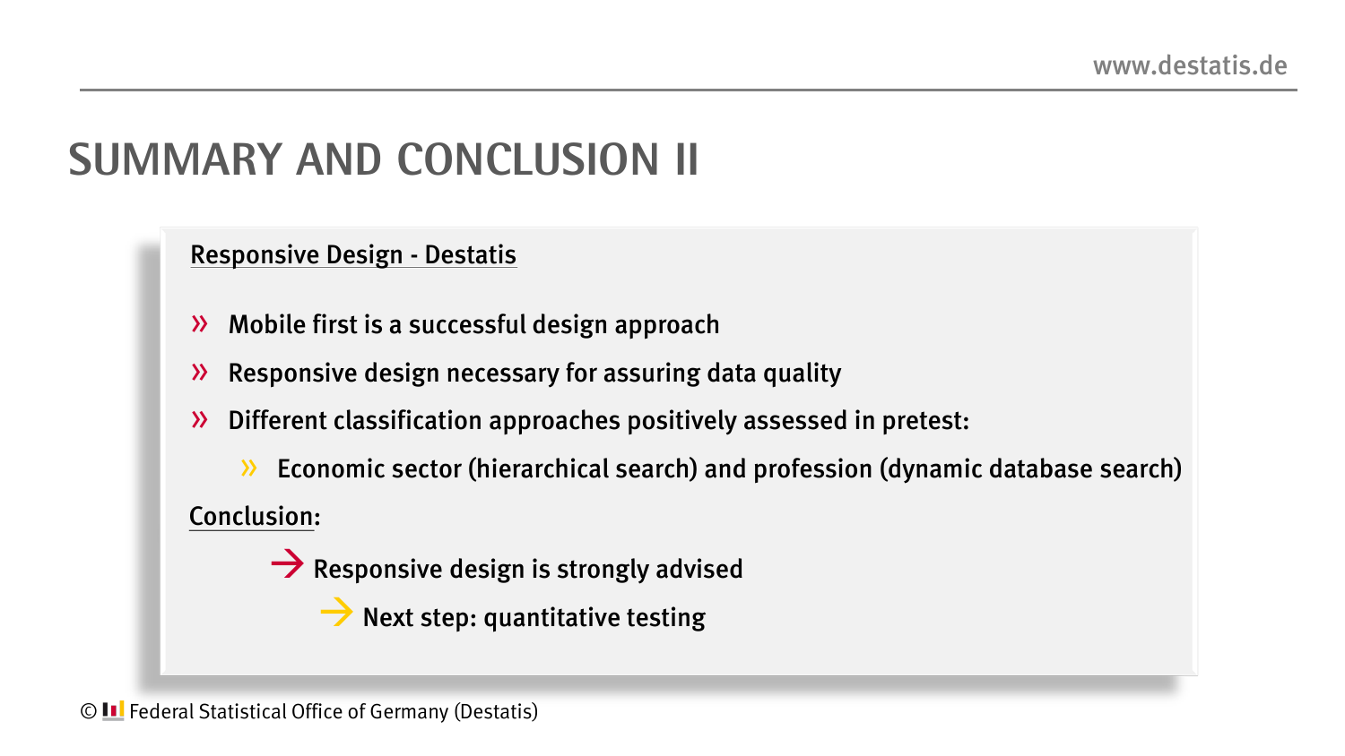# SUMMARY AND CONCLUSION II

Responsive Design - Destatis

- Mobile first is a successful design approach
- Responsive design necessary for assuring data quality
- Different classification approaches positively assessed in pretest:
  - Economic sector (hierarchical search) and profession (dynamic database search)

Conclusion:

→ Responsive design is strongly advised

→ Next step: quantitative testing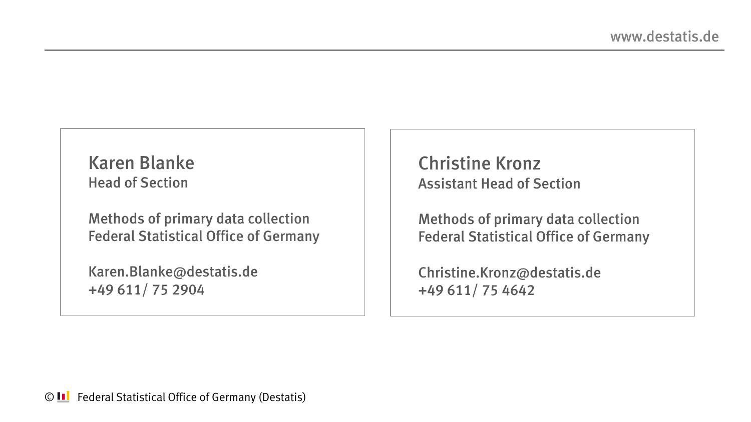**Karen Blanke**
Head of Section

Methods of primary data collection
Federal Statistical Office of Germany

Karen.Blanke@destatis.de
+49 611/ 75 2904

**Christine Kronz**
Assistant Head of Section

Methods of primary data collection
Federal Statistical Office of Germany

Christine.Kronz@destatis.de
+49 611/ 75 4642